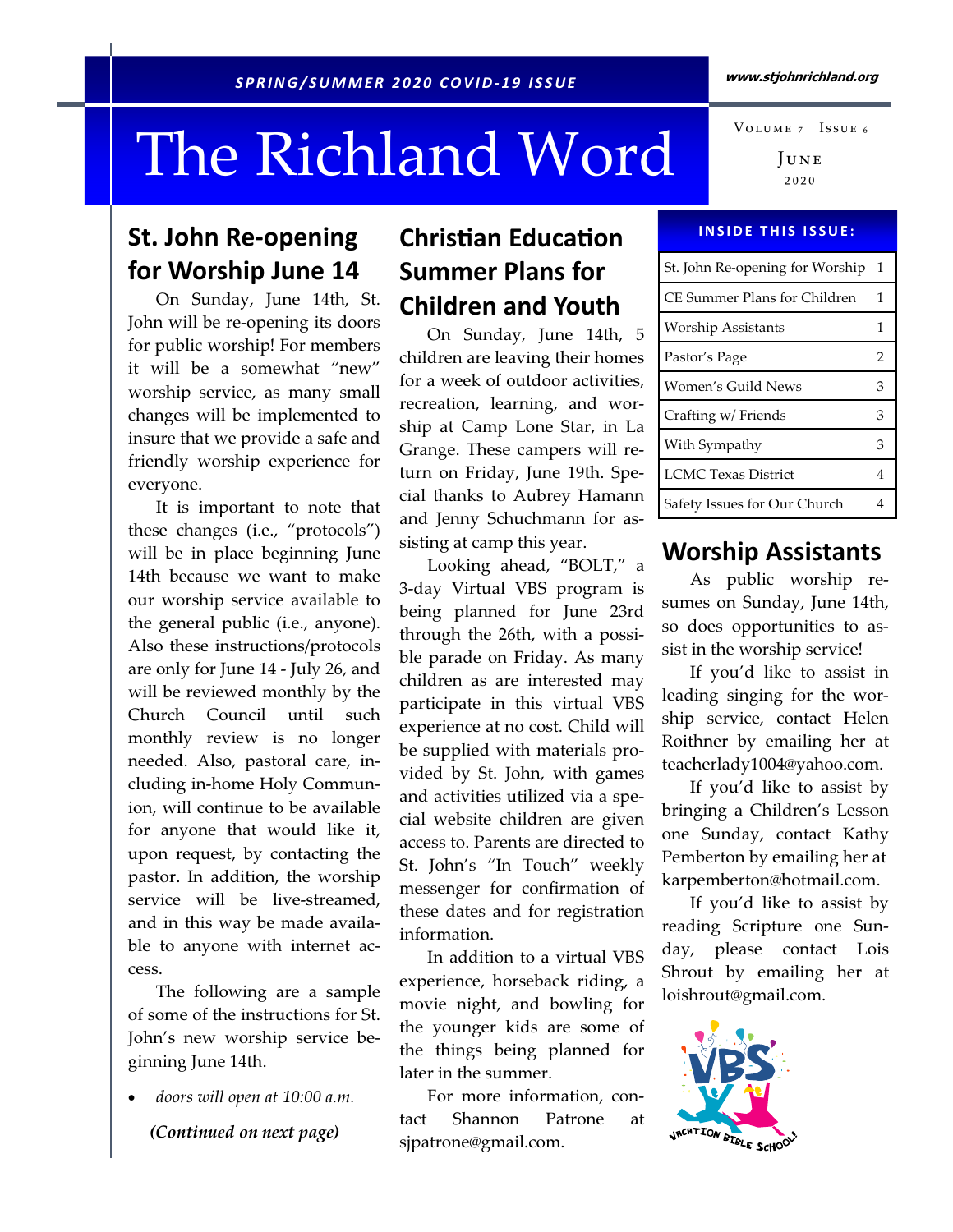*SPRING/SUMMER 2020 COVID-19 ISSUE*

www.stjohnrichland.org

# The Richland Word

Volume 7 Issue 6

June 2020

## St. John Re-opening for Worship June 14

On Sunday, June 14th, St. John will be re-opening its doors for public worship! For members it will be a somewhat "new" worship service, as many small changes will be implemented to insure that we provide a safe and friendly worship experience for everyone.

It is important to note that these changes (i.e., "protocols") will be in place beginning June 14th because we want to make our worship service available to the general public (i.e., anyone). Also these instructions/protocols are only for June 14 - July 26, and will be reviewed monthly by the Church Council until such monthly review is no longer needed. Also, pastoral care, including in-home Holy Communion, will continue to be available for anyone that would like it, upon request, by contacting the pastor. In addition, the worship service will be live-streamed, and in this way be made available to anyone with internet access.

The following are a sample of some of the instructions for St. John's new worship service beginning June 14th.

- *doors will open at 10:00 a.m.*

***(Continued on next page)***

## Christian Education Summer Plans for Children and Youth

On Sunday, June 14th, 5 children are leaving their homes for a week of outdoor activities, recreation, learning, and worship at Camp Lone Star, in La Grange. These campers will return on Friday, June 19th. Special thanks to Aubrey Hamann and Jenny Schuchmann for assisting at camp this year.

Looking ahead, "BOLT," a 3-day Virtual VBS program is being planned for June 23rd through the 26th, with a possible parade on Friday. As many children as are interested may participate in this virtual VBS experience at no cost. Child will be supplied with materials provided by St. John, with games and activities utilized via a special website children are given access to. Parents are directed to St. John's "In Touch" weekly messenger for confirmation of these dates and for registration information.

In addition to a virtual VBS experience, horseback riding, a movie night, and bowling for the younger kids are some of the things being planned for later in the summer.

For more information, contact Shannon Patrone at sjpatrone@gmail.com.

**INSIDE THIS ISSUE:**

| | |
|---|---|
| St. John Re-opening for Worship | 1 |
| CE Summer Plans for Children | 1 |
| Worship Assistants | 1 |
| Pastor's Page | 2 |
| Women's Guild News | 3 |
| Crafting w/ Friends | 3 |
| With Sympathy | 3 |
| LCMC Texas District | 4 |
| Safety Issues for Our Church | 4 |

## Worship Assistants

As public worship resumes on Sunday, June 14th, so does opportunities to assist in the worship service!

If you'd like to assist in leading singing for the worship service, contact Helen Roithner by emailing her at teacherlady1004@yahoo.com.

If you'd like to assist by bringing a Children's Lesson one Sunday, contact Kathy Pemberton by emailing her at karpemberton@hotmail.com.

If you'd like to assist by reading Scripture one Sunday, please contact Lois Shrout by emailing her at loishrout@gmail.com.

VBS
VACATION BIBLE SCHOOL!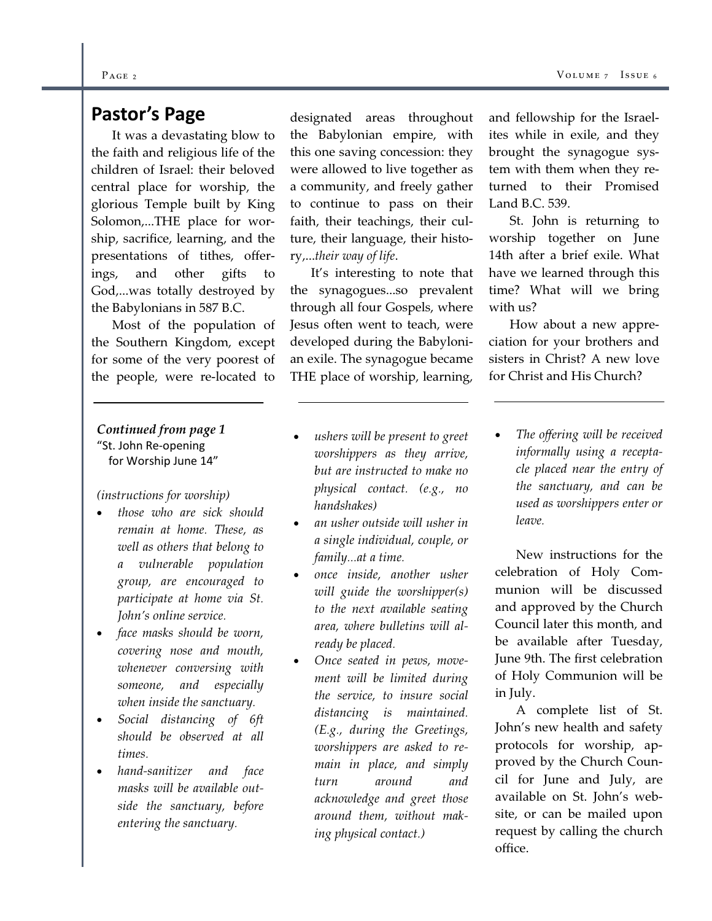## Pastor's Page

It was a devastating blow to the faith and religious life of the children of Israel: their beloved central place for worship, the glorious Temple built by King Solomon,...THE place for worship, sacrifice, learning, and the presentations of tithes, offerings, and other gifts to God,...was totally destroyed by the Babylonians in 587 B.C.

Most of the population of the Southern Kingdom, except for some of the very poorest of the people, were re-located to designated areas throughout the Babylonian empire, with this one saving concession: they were allowed to live together as a community, and freely gather to continue to pass on their faith, their teachings, their culture, their language, their history,...*their way of life*.

It's interesting to note that the synagogues...so prevalent through all four Gospels, where Jesus often went to teach, were developed during the Babylonian exile. The synagogue became THE place of worship, learning, and fellowship for the Israelites while in exile, and they brought the synagogue system with them when they returned to their Promised Land B.C. 539.

St. John is returning to worship together on June 14th after a brief exile. What have we learned through this time? What will we bring with us?

How about a new appreciation for your brothers and sisters in Christ? A new love for Christ and His Church?

---

***Continued from page 1***
"St. John Re-opening for Worship June 14"

*(instructions for worship)*

- *those who are sick should remain at home. These, as well as others that belong to a vulnerable population group, are encouraged to participate at home via St. John's online service.*
- *face masks should be worn, covering nose and mouth, whenever conversing with someone, and especially when inside the sanctuary.*
- *Social distancing of 6ft should be observed at all times.*
- *hand-sanitizer and face masks will be available outside the sanctuary, before entering the sanctuary.*
- *ushers will be present to greet worshippers as they arrive, but are instructed to make no physical contact. (e.g., no handshakes)*
- *an usher outside will usher in a single individual, couple, or family...at a time.*
- *once inside, another usher will guide the worshipper(s) to the next available seating area, where bulletins will already be placed.*
- *Once seated in pews, movement will be limited during the service, to insure social distancing is maintained. (E.g., during the Greetings, worshippers are asked to remain in place, and simply turn around and acknowledge and greet those around them, without making physical contact.)*
- *The offering will be received informally using a receptacle placed near the entry of the sanctuary, and can be used as worshippers enter or leave.*

New instructions for the celebration of Holy Communion will be discussed and approved by the Church Council later this month, and be available after Tuesday, June 9th. The first celebration of Holy Communion will be in July.

A complete list of St. John's new health and safety protocols for worship, approved by the Church Council for June and July, are available on St. John's website, or can be mailed upon request by calling the church office.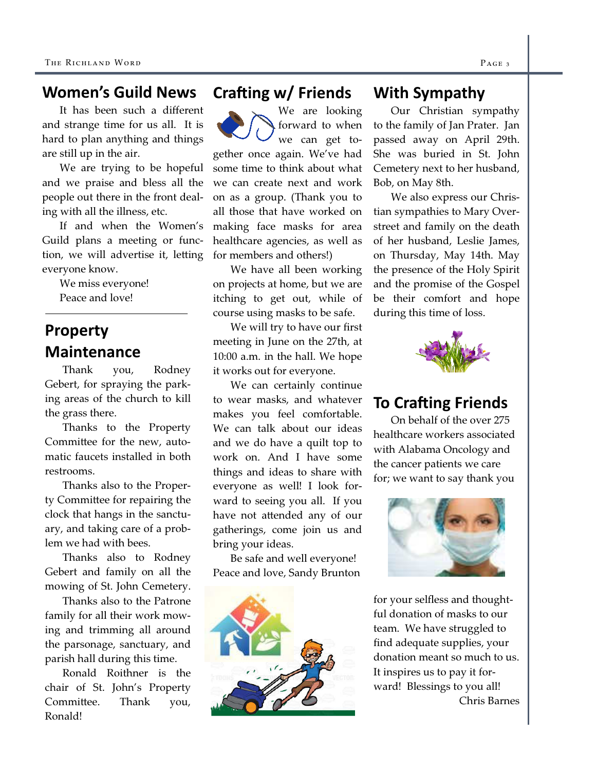## Women's Guild News

It has been such a different and strange time for us all. It is hard to plan anything and things are still up in the air.

We are trying to be hopeful and we praise and bless all the people out there in the front dealing with all the illness, etc.

If and when the Women's Guild plans a meeting or function, we will advertise it, letting everyone know.

We miss everyone!

Peace and love!

## Property Maintenance

Thank you, Rodney Gebert, for spraying the parking areas of the church to kill the grass there.

Thanks to the Property Committee for the new, automatic faucets installed in both restrooms.

Thanks also to the Property Committee for repairing the clock that hangs in the sanctuary, and taking care of a problem we had with bees.

Thanks also to Rodney Gebert and family on all the mowing of St. John Cemetery.

Thanks also to the Patrone family for all their work mowing and trimming all around the parsonage, sanctuary, and parish hall during this time.

Ronald Roithner is the chair of St. John's Property Committee. Thank you, Ronald!

## Crafting w/ Friends

We are looking forward to when we can get together once again. We've had some time to think about what we can create next and work on as a group. (Thank you to all those that have worked on making face masks for area healthcare agencies, as well as for members and others!)

We have all been working on projects at home, but we are itching to get out, while of course using masks to be safe.

We will try to have our first meeting in June on the 27th, at 10:00 a.m. in the hall. We hope it works out for everyone.

We can certainly continue to wear masks, and whatever makes you feel comfortable. We can talk about our ideas and we do have a quilt top to work on. And I have some things and ideas to share with everyone as well! I look forward to seeing you all. If you have not attended any of our gatherings, come join us and bring your ideas.

Be safe and well everyone!
Peace and love, Sandy Brunton

## With Sympathy

Our Christian sympathy to the family of Jan Prater. Jan passed away on April 29th. She was buried in St. John Cemetery next to her husband, Bob, on May 8th.

We also express our Christian sympathies to Mary Overstreet and family on the death of her husband, Leslie James, on Thursday, May 14th. May the presence of the Holy Spirit and the promise of the Gospel be their comfort and hope during this time of loss.

## To Crafting Friends

On behalf of the over 275 healthcare workers associated with Alabama Oncology and the cancer patients we care for; we want to say thank you for your selfless and thoughtful donation of masks to our team. We have struggled to find adequate supplies, your donation meant so much to us. It inspires us to pay it forward! Blessings to you all!

Chris Barnes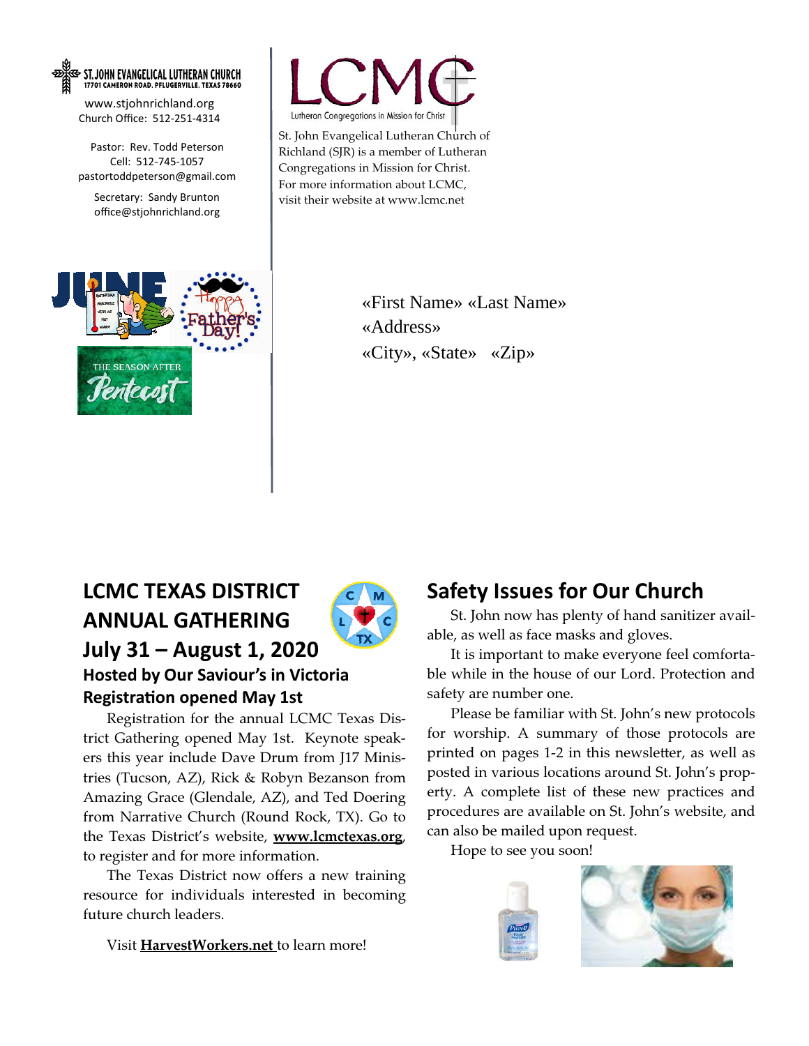ST. JOHN EVANGELICAL LUTHERAN CHURCH
17701 CAMERON ROAD, PFLUGERVILLE, TEXAS 78660

www.stjohnrichland.org
Church Office: 512-251-4314

Pastor: Rev. Todd Peterson
Cell: 512-745-1057
pastortoddpeterson@gmail.com

Secretary: Sandy Brunton
office@stjohnrichland.org

LCMC
Lutheran Congregations in Mission for Christ

St. John Evangelical Lutheran Church of Richland (SJR) is a member of Lutheran Congregations in Mission for Christ. For more information about LCMC, visit their website at www.lcmc.net

JUNE

Happy Father's Day!

THE SEASON AFTER Pentecost

«First Name» «Last Name»
«Address»
«City», «State» «Zip»

## LCMC TEXAS DISTRICT ANNUAL GATHERING

## July 31 – August 1, 2020

### Hosted by Our Saviour's in Victoria

### Registration opened May 1st

Registration for the annual LCMC Texas District Gathering opened May 1st. Keynote speakers this year include Dave Drum from J17 Ministries (Tucson, AZ), Rick & Robyn Bezanson from Amazing Grace (Glendale, AZ), and Ted Doering from Narrative Church (Round Rock, TX). Go to the Texas District's website, **www.lcmctexas.org**, to register and for more information.

The Texas District now offers a new training resource for individuals interested in becoming future church leaders.

Visit **HarvestWorkers.net** to learn more!

## Safety Issues for Our Church

St. John now has plenty of hand sanitizer available, as well as face masks and gloves.

It is important to make everyone feel comfortable while in the house of our Lord. Protection and safety are number one.

Please be familiar with St. John's new protocols for worship. A summary of those protocols are printed on pages 1-2 in this newsletter, as well as posted in various locations around St. John's property. A complete list of these new practices and procedures are available on St. John's website, and can also be mailed upon request.

Hope to see you soon!